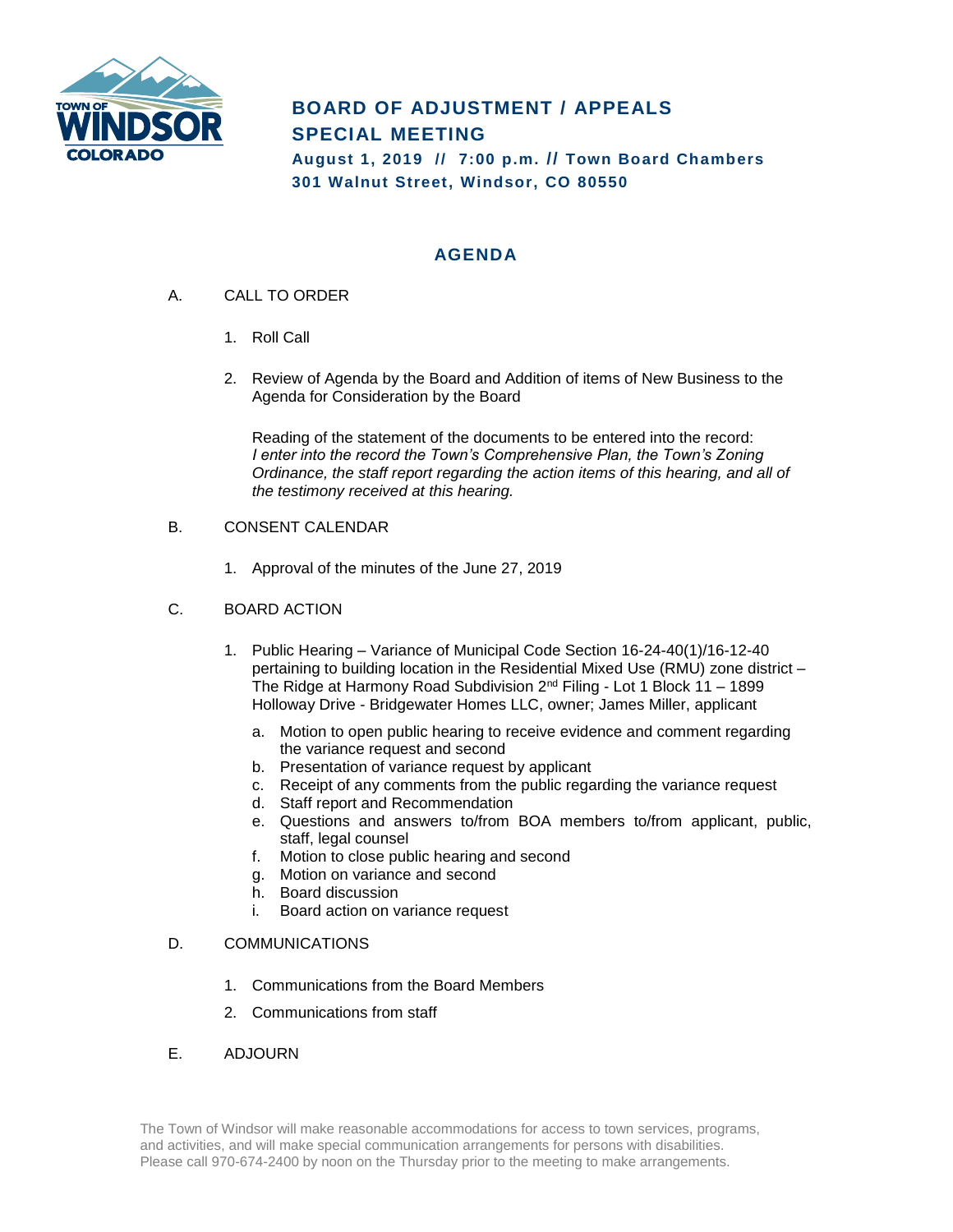# BOARD OF ADJUSTMENT / APPEALS
# SPECIAL MEETING

**August 1, 2019 // 7:00 p.m. // Town Board Chambers**
**301 Walnut Street, Windsor, CO 80550**

## AGENDA

A. CALL TO ORDER

1. Roll Call

2. Review of Agenda by the Board and Addition of items of New Business to the Agenda for Consideration by the Board

   Reading of the statement of the documents to be entered into the record:
   *I enter into the record the Town's Comprehensive Plan, the Town's Zoning Ordinance, the staff report regarding the action items of this hearing, and all of the testimony received at this hearing.*

B. CONSENT CALENDAR

1. Approval of the minutes of the June 27, 2019

C. BOARD ACTION

1. Public Hearing – Variance of Municipal Code Section 16-24-40(1)/16-12-40 pertaining to building location in the Residential Mixed Use (RMU) zone district – The Ridge at Harmony Road Subdivision 2nd Filing - Lot 1 Block 11 – 1899 Holloway Drive - Bridgewater Homes LLC, owner; James Miller, applicant

   a. Motion to open public hearing to receive evidence and comment regarding the variance request and second
   b. Presentation of variance request by applicant
   c. Receipt of any comments from the public regarding the variance request
   d. Staff report and Recommendation
   e. Questions and answers to/from BOA members to/from applicant, public, staff, legal counsel
   f. Motion to close public hearing and second
   g. Motion on variance and second
   h. Board discussion
   i. Board action on variance request

D. COMMUNICATIONS

1. Communications from the Board Members
2. Communications from staff

E. ADJOURN

The Town of Windsor will make reasonable accommodations for access to town services, programs, and activities, and will make special communication arrangements for persons with disabilities. Please call 970-674-2400 by noon on the Thursday prior to the meeting to make arrangements.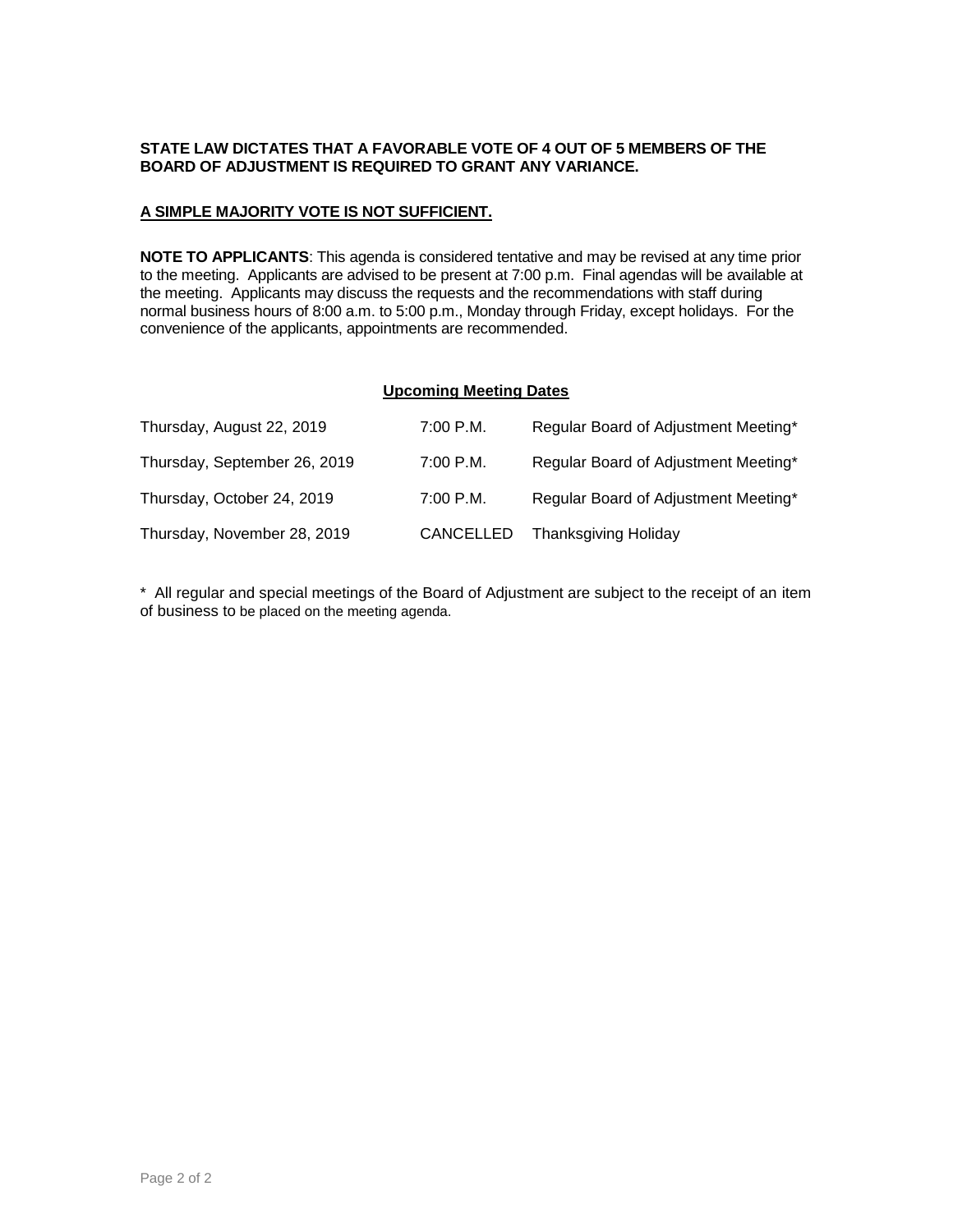**STATE LAW DICTATES THAT A FAVORABLE VOTE OF 4 OUT OF 5 MEMBERS OF THE BOARD OF ADJUSTMENT IS REQUIRED TO GRANT ANY VARIANCE.**

**A SIMPLE MAJORITY VOTE IS NOT SUFFICIENT.**

**NOTE TO APPLICANTS**: This agenda is considered tentative and may be revised at any time prior to the meeting. Applicants are advised to be present at 7:00 p.m. Final agendas will be available at the meeting. Applicants may discuss the requests and the recommendations with staff during normal business hours of 8:00 a.m. to 5:00 p.m., Monday through Friday, except holidays. For the convenience of the applicants, appointments are recommended.

## Upcoming Meeting Dates

| | | |
|---|---|---|
| Thursday, August 22, 2019 | 7:00 P.M. | Regular Board of Adjustment Meeting* |
| Thursday, September 26, 2019 | 7:00 P.M. | Regular Board of Adjustment Meeting* |
| Thursday, October 24, 2019 | 7:00 P.M. | Regular Board of Adjustment Meeting* |
| Thursday, November 28, 2019 | CANCELLED | Thanksgiving Holiday |

* All regular and special meetings of the Board of Adjustment are subject to the receipt of an item of business to be placed on the meeting agenda.